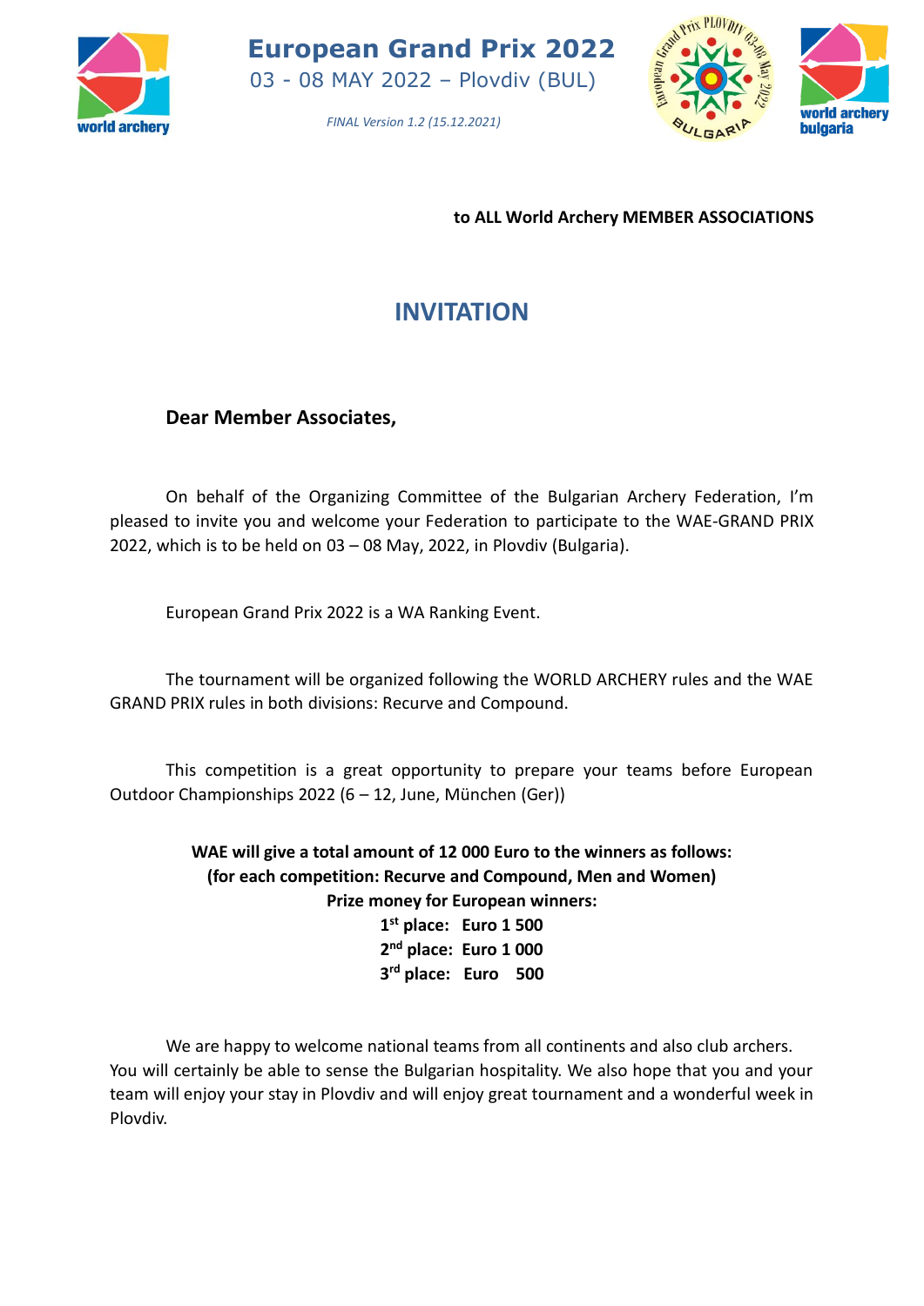# European Grand Prix 2022

03 - 08 MAY 2022 – Plovdiv (BUL)

*FINAL Version 1.2 (15.12.2021)*

**to ALL World Archery MEMBER ASSOCIATIONS**

## INVITATION

**Dear Member Associates,**

On behalf of the Organizing Committee of the Bulgarian Archery Federation, I'm pleased to invite you and welcome your Federation to participate to the WAE-GRAND PRIX 2022, which is to be held on 03 – 08 May, 2022, in Plovdiv (Bulgaria).

European Grand Prix 2022 is a WA Ranking Event.

The tournament will be organized following the WORLD ARCHERY rules and the WAE GRAND PRIX rules in both divisions: Recurve and Compound.

This competition is a great opportunity to prepare your teams before European Outdoor Championships 2022 (6 – 12, June, München (Ger))

**WAE will give a total amount of 12 000 Euro to the winners as follows:**
**(for each competition: Recurve and Compound, Men and Women)**
**Prize money for European winners:**
**1st place: Euro 1 500**
**2nd place: Euro 1 000**
**3rd place: Euro 500**

We are happy to welcome national teams from all continents and also club archers. You will certainly be able to sense the Bulgarian hospitality. We also hope that you and your team will enjoy your stay in Plovdiv and will enjoy great tournament and a wonderful week in Plovdiv.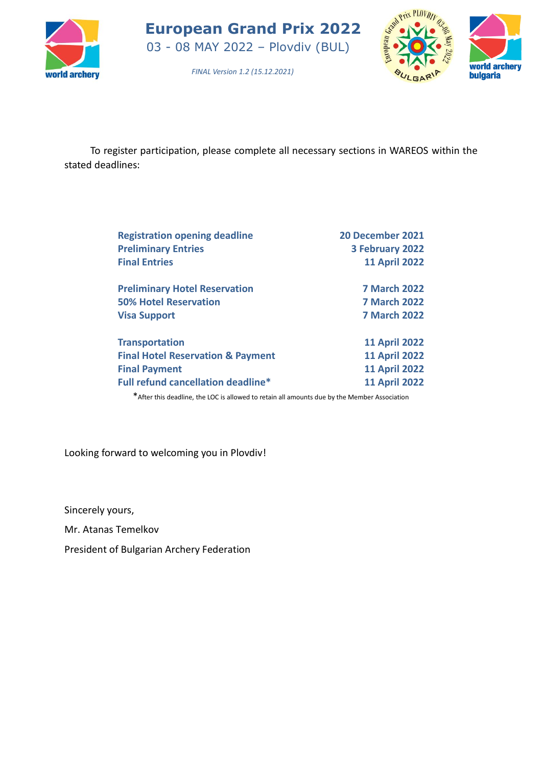To register participation, please complete all necessary sections in WAREOS within the stated deadlines:

| | |
|---|---|
| **Registration opening deadline** | **20 December 2021** |
| **Preliminary Entries** | **3 February 2022** |
| **Final Entries** | **11 April 2022** |
| | |
| **Preliminary Hotel Reservation** | **7 March 2022** |
| **50% Hotel Reservation** | **7 March 2022** |
| **Visa Support** | **7 March 2022** |
| | |
| **Transportation** | **11 April 2022** |
| **Final Hotel Reservation & Payment** | **11 April 2022** |
| **Final Payment** | **11 April 2022** |
| **Full refund cancellation deadline*** | **11 April 2022** |

*After this deadline, the LOC is allowed to retain all amounts due by the Member Association

Looking forward to welcoming you in Plovdiv!

Sincerely yours,

Mr. Atanas Temelkov

President of Bulgarian Archery Federation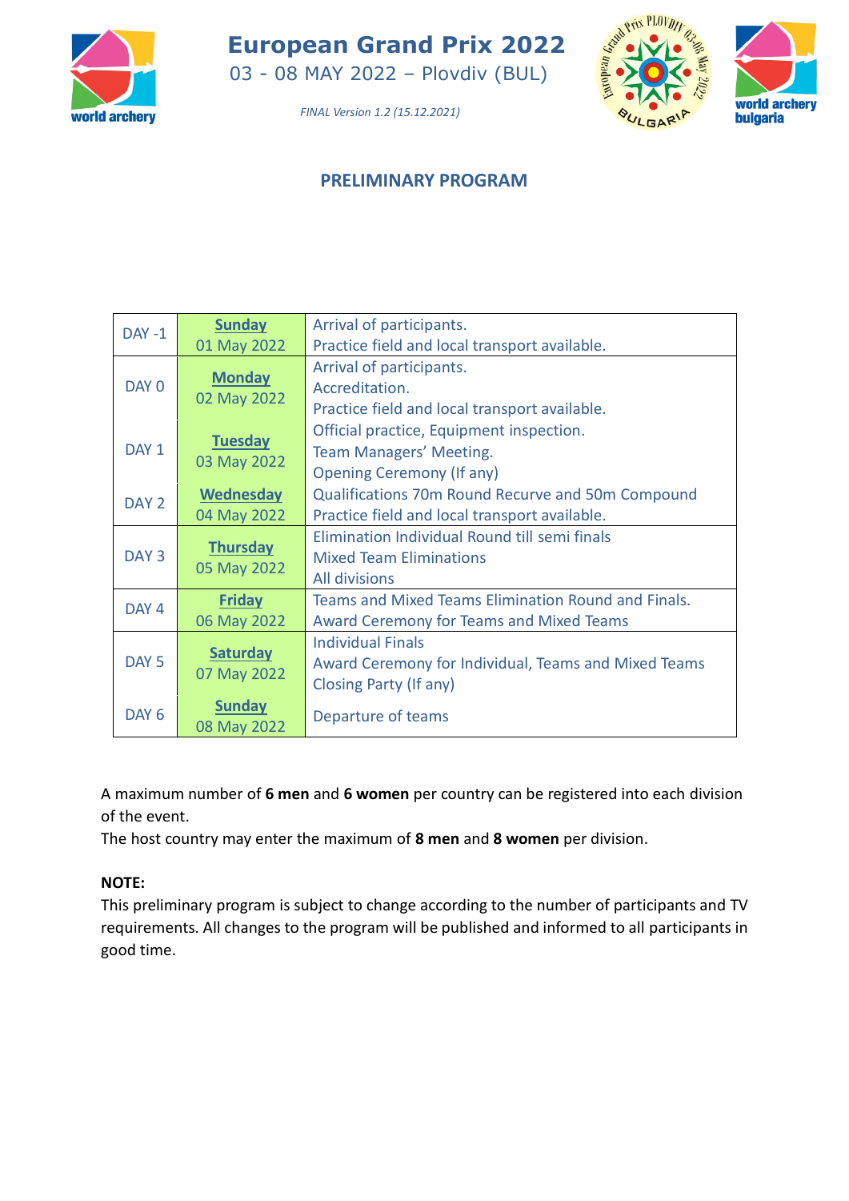# European Grand Prix 2022

03 - 08 MAY 2022 – Plovdiv (BUL)

*FINAL Version 1.2 (15.12.2021)*

## PRELIMINARY PROGRAM

| | | |
|---|---|---|
| DAY -1 | **Sunday** 01 May 2022 | Arrival of participants. Practice field and local transport available. |
| DAY 0 | **Monday** 02 May 2022 | Arrival of participants. Accreditation. Practice field and local transport available. |
| DAY 1 | **Tuesday** 03 May 2022 | Official practice, Equipment inspection. Team Managers' Meeting. Opening Ceremony (If any) |
| DAY 2 | **Wednesday** 04 May 2022 | Qualifications 70m Round Recurve and 50m Compound Practice field and local transport available. |
| DAY 3 | **Thursday** 05 May 2022 | Elimination Individual Round till semi finals Mixed Team Eliminations All divisions |
| DAY 4 | **Friday** 06 May 2022 | Teams and Mixed Teams Elimination Round and Finals. Award Ceremony for Teams and Mixed Teams |
| DAY 5 | **Saturday** 07 May 2022 | Individual Finals Award Ceremony for Individual, Teams and Mixed Teams Closing Party (If any) |
| DAY 6 | **Sunday** 08 May 2022 | Departure of teams |

A maximum number of **6 men** and **6 women** per country can be registered into each division of the event.
The host country may enter the maximum of **8 men** and **8 women** per division.

**NOTE:**
This preliminary program is subject to change according to the number of participants and TV requirements. All changes to the program will be published and informed to all participants in good time.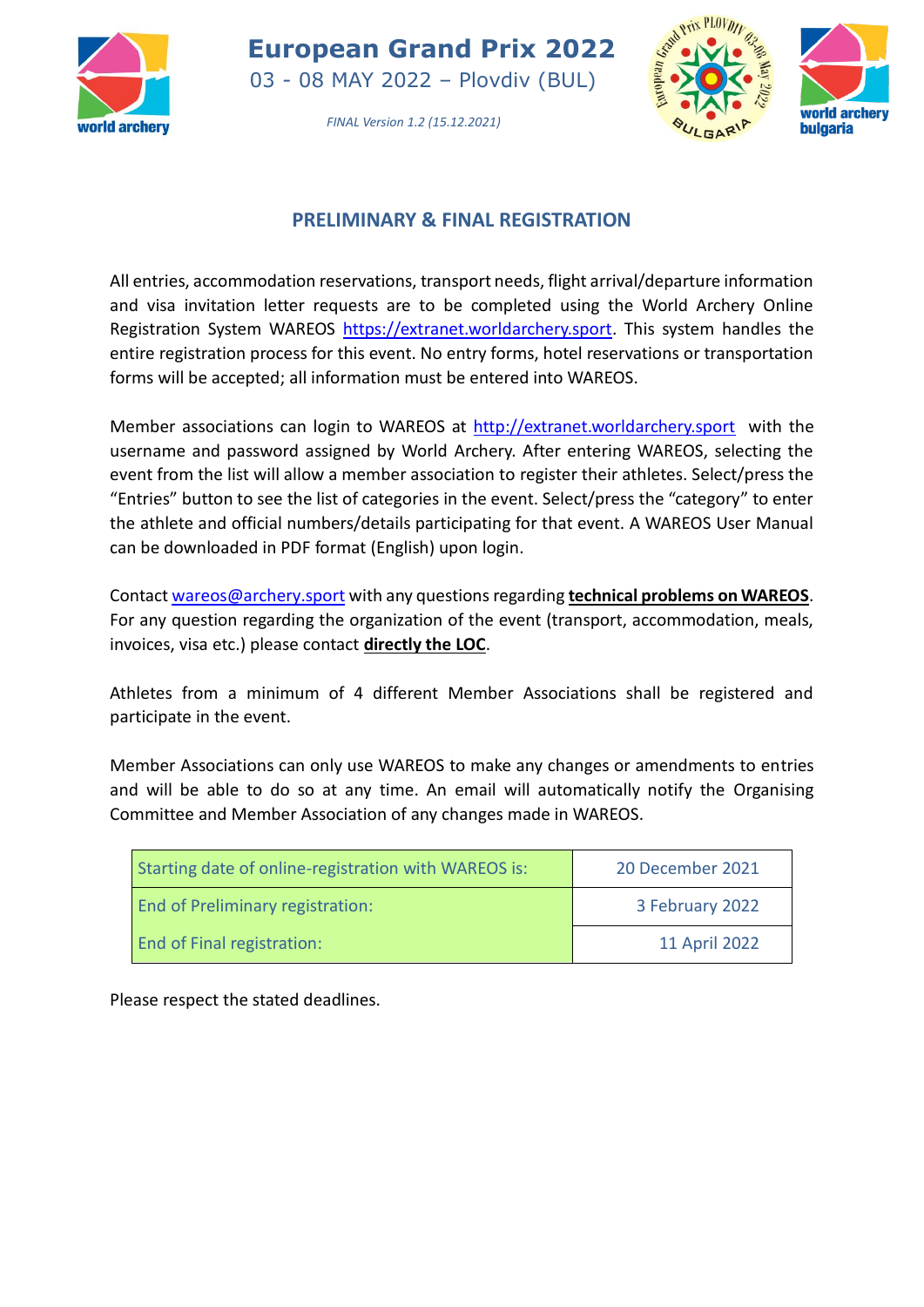## PRELIMINARY & FINAL REGISTRATION

All entries, accommodation reservations, transport needs, flight arrival/departure information and visa invitation letter requests are to be completed using the World Archery Online Registration System WAREOS https://extranet.worldarchery.sport. This system handles the entire registration process for this event. No entry forms, hotel reservations or transportation forms will be accepted; all information must be entered into WAREOS.

Member associations can login to WAREOS at http://extranet.worldarchery.sport with the username and password assigned by World Archery. After entering WAREOS, selecting the event from the list will allow a member association to register their athletes. Select/press the "Entries" button to see the list of categories in the event. Select/press the "category" to enter the athlete and official numbers/details participating for that event. A WAREOS User Manual can be downloaded in PDF format (English) upon login.

Contact wareos@archery.sport with any questions regarding **technical problems on WAREOS**. For any question regarding the organization of the event (transport, accommodation, meals, invoices, visa etc.) please contact **directly the LOC**.

Athletes from a minimum of 4 different Member Associations shall be registered and participate in the event.

Member Associations can only use WAREOS to make any changes or amendments to entries and will be able to do so at any time. An email will automatically notify the Organising Committee and Member Association of any changes made in WAREOS.

| | |
|---|---|
| Starting date of online-registration with WAREOS is: | 20 December 2021 |
| End of Preliminary registration: | 3 February 2022 |
| End of Final registration: | 11 April 2022 |

Please respect the stated deadlines.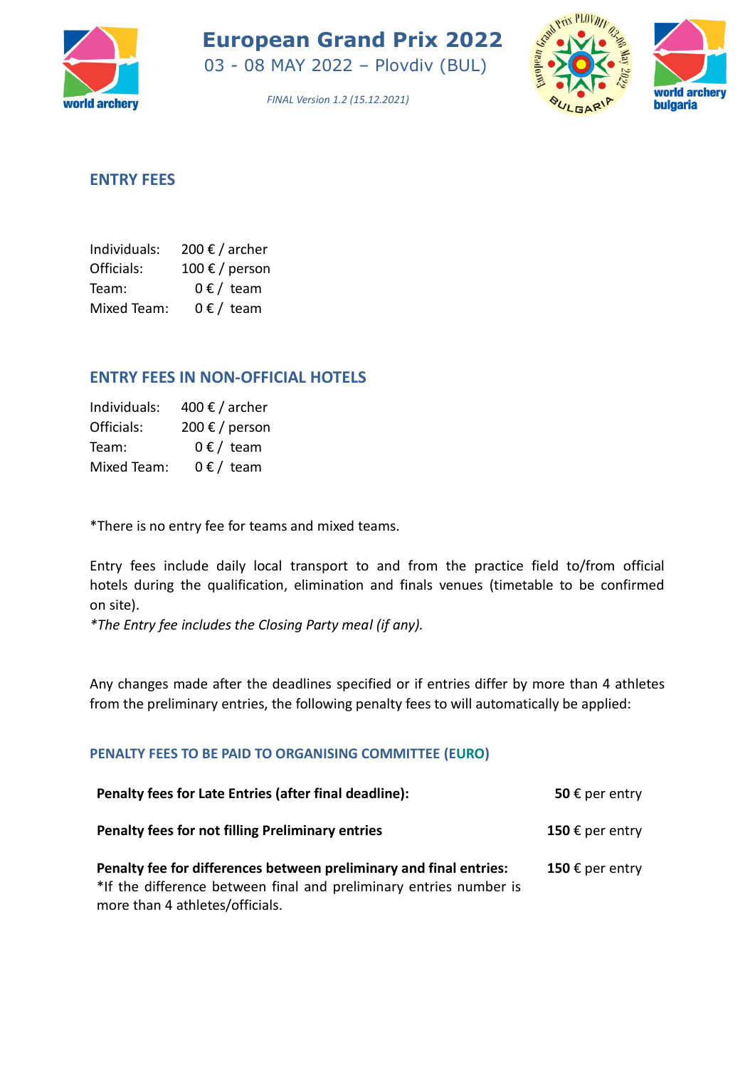## ENTRY FEES

| | |
|---|---|
| Individuals: | 200 € / archer |
| Officials: | 100 € / person |
| Team: | 0 € / team |
| Mixed Team: | 0 € / team |

## ENTRY FEES IN NON-OFFICIAL HOTELS

| | |
|---|---|
| Individuals: | 400 € / archer |
| Officials: | 200 € / person |
| Team: | 0 € / team |
| Mixed Team: | 0 € / team |

*There is no entry fee for teams and mixed teams.

Entry fees include daily local transport to and from the practice field to/from official hotels during the qualification, elimination and finals venues (timetable to be confirmed on site).

*\*The Entry fee includes the Closing Party meal (if any).*

Any changes made after the deadlines specified or if entries differ by more than 4 athletes from the preliminary entries, the following penalty fees to will automatically be applied:

### PENALTY FEES TO BE PAID TO ORGANISING COMMITTEE (EURO)

| | |
|---|---|
| **Penalty fees for Late Entries (after final deadline):** | **50** € per entry |
| **Penalty fees for not filling Preliminary entries** | **150** € per entry |
| **Penalty fee for differences between preliminary and final entries:** *If the difference between final and preliminary entries number is more than 4 athletes/officials. | **150** € per entry |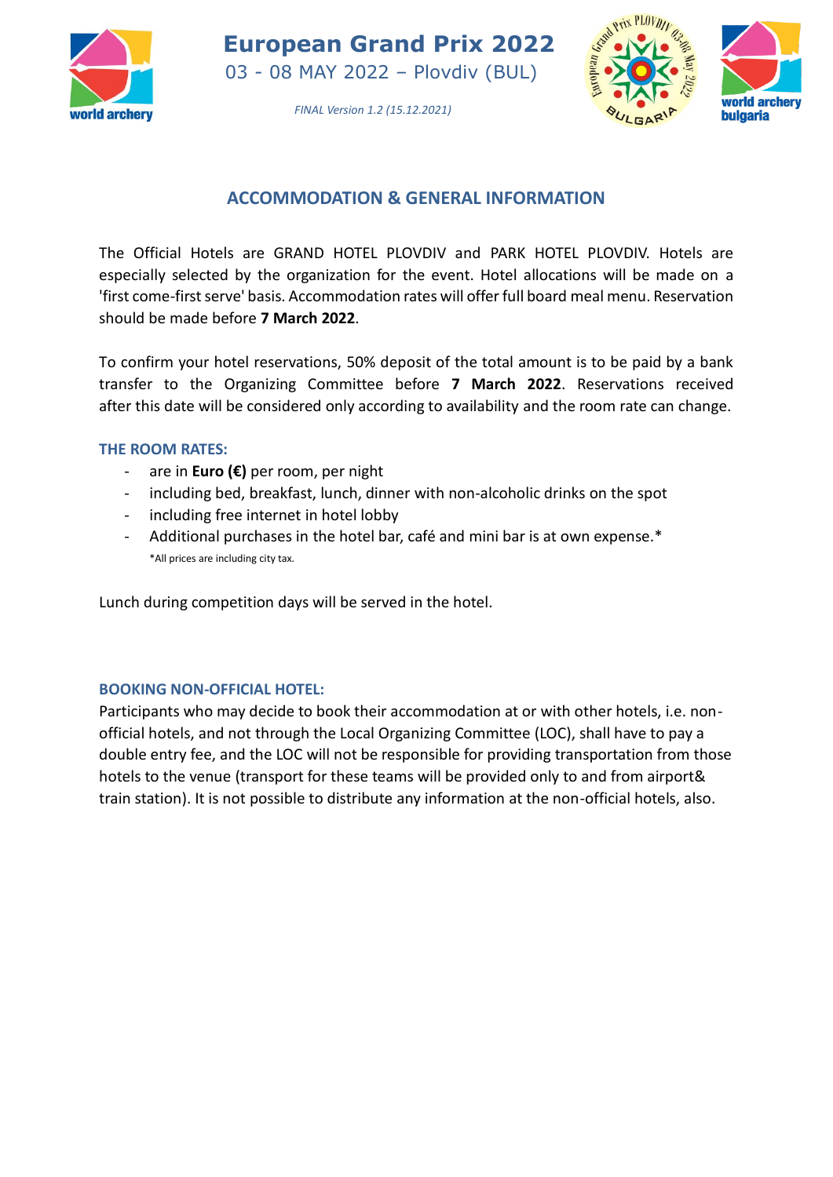## ACCOMMODATION & GENERAL INFORMATION

The Official Hotels are GRAND HOTEL PLOVDIV and PARK HOTEL PLOVDIV. Hotels are especially selected by the organization for the event. Hotel allocations will be made on a 'first come-first serve' basis. Accommodation rates will offer full board meal menu. Reservation should be made before **7 March 2022**.

To confirm your hotel reservations, 50% deposit of the total amount is to be paid by a bank transfer to the Organizing Committee before **7 March 2022**. Reservations received after this date will be considered only according to availability and the room rate can change.

### THE ROOM RATES:

- are in **Euro (€)** per room, per night
- including bed, breakfast, lunch, dinner with non-alcoholic drinks on the spot
- including free internet in hotel lobby
- Additional purchases in the hotel bar, café and mini bar is at own expense.*

  *All prices are including city tax.

Lunch during competition days will be served in the hotel.

### BOOKING NON-OFFICIAL HOTEL:

Participants who may decide to book their accommodation at or with other hotels, i.e. non-official hotels, and not through the Local Organizing Committee (LOC), shall have to pay a double entry fee, and the LOC will not be responsible for providing transportation from those hotels to the venue (transport for these teams will be provided only to and from airport& train station). It is not possible to distribute any information at the non-official hotels, also.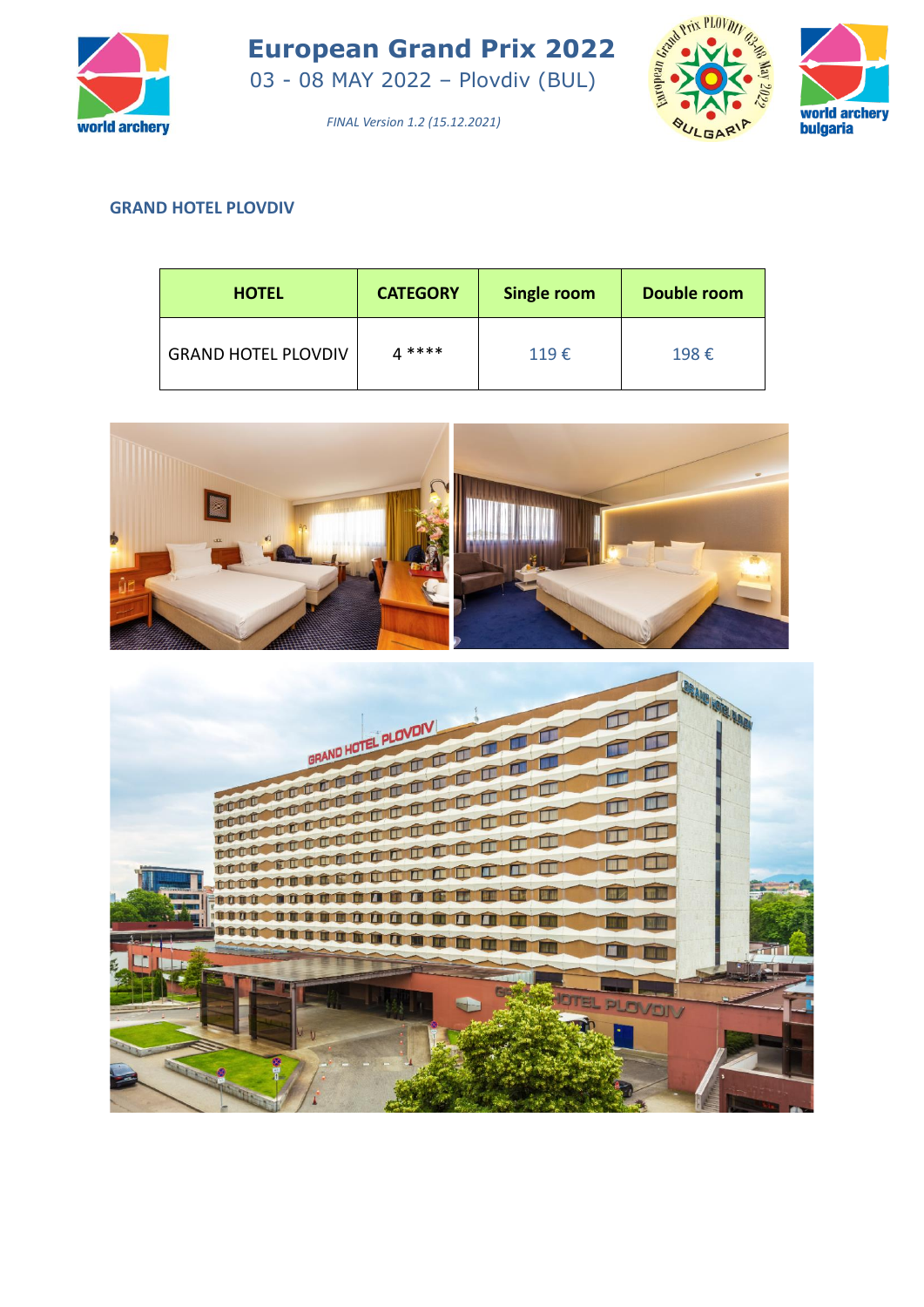## GRAND HOTEL PLOVDIV

| HOTEL | CATEGORY | Single room | Double room |
|---|---|---|---|
| GRAND HOTEL PLOVDIV | 4 **** | 119 € | 198 € |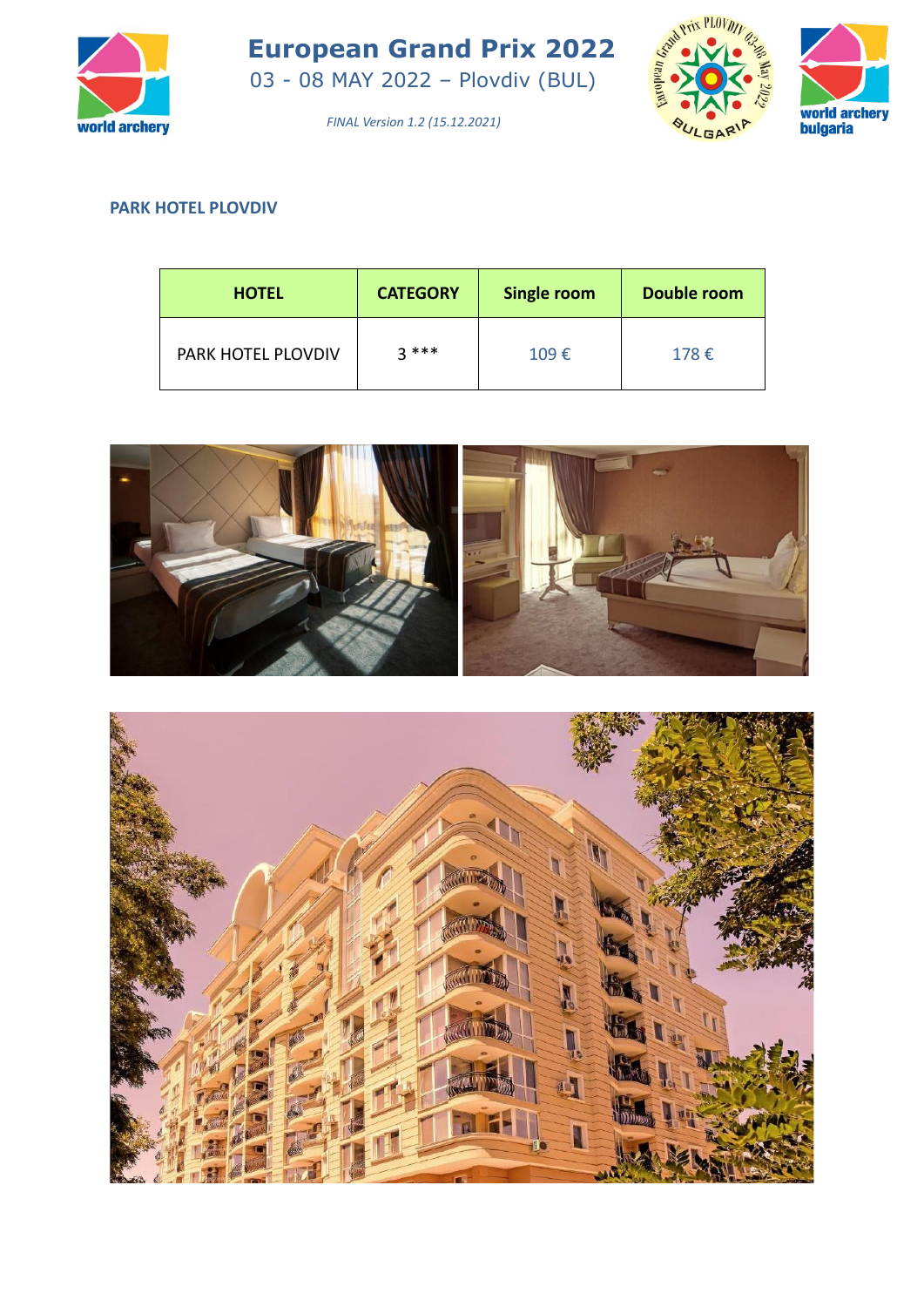## PARK HOTEL PLOVDIV

| HOTEL | CATEGORY | Single room | Double room |
|---|---|---|---|
| PARK HOTEL PLOVDIV | 3 *** | 109 € | 178 € |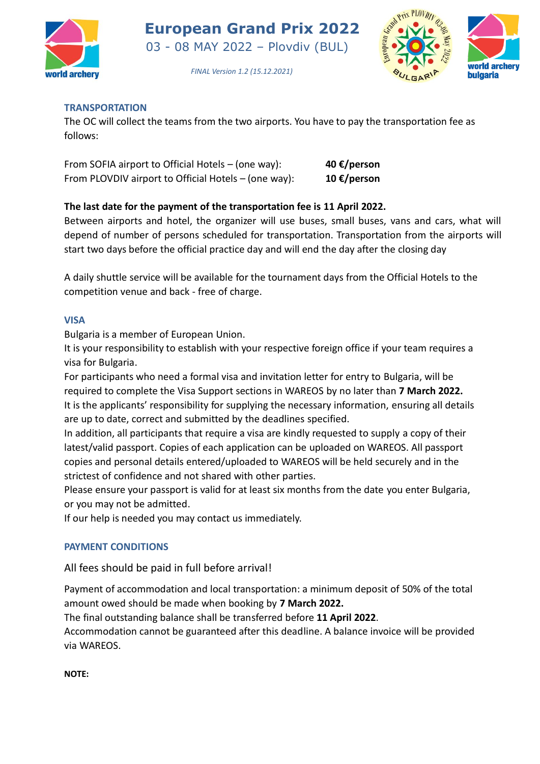## TRANSPORTATION

The OC will collect the teams from the two airports. You have to pay the transportation fee as follows:

| | |
|---|---|
| From SOFIA airport to Official Hotels – (one way): | **40 €/person** |
| From PLOVDIV airport to Official Hotels – (one way): | **10 €/person** |

**The last date for the payment of the transportation fee is 11 April 2022.**

Between airports and hotel, the organizer will use buses, small buses, vans and cars, what will depend of number of persons scheduled for transportation. Transportation from the airports will start two days before the official practice day and will end the day after the closing day

A daily shuttle service will be available for the tournament days from the Official Hotels to the competition venue and back - free of charge.

## VISA

Bulgaria is a member of European Union.

It is your responsibility to establish with your respective foreign office if your team requires a visa for Bulgaria.

For participants who need a formal visa and invitation letter for entry to Bulgaria, will be required to complete the Visa Support sections in WAREOS by no later than **7 March 2022.**

It is the applicants' responsibility for supplying the necessary information, ensuring all details are up to date, correct and submitted by the deadlines specified.

In addition, all participants that require a visa are kindly requested to supply a copy of their latest/valid passport. Copies of each application can be uploaded on WAREOS. All passport copies and personal details entered/uploaded to WAREOS will be held securely and in the strictest of confidence and not shared with other parties.

Please ensure your passport is valid for at least six months from the date you enter Bulgaria, or you may not be admitted.

If our help is needed you may contact us immediately.

## PAYMENT CONDITIONS

All fees should be paid in full before arrival!

Payment of accommodation and local transportation: a minimum deposit of 50% of the total amount owed should be made when booking by **7 March 2022.**

The final outstanding balance shall be transferred before **11 April 2022**.

Accommodation cannot be guaranteed after this deadline. A balance invoice will be provided via WAREOS.

**NOTE:**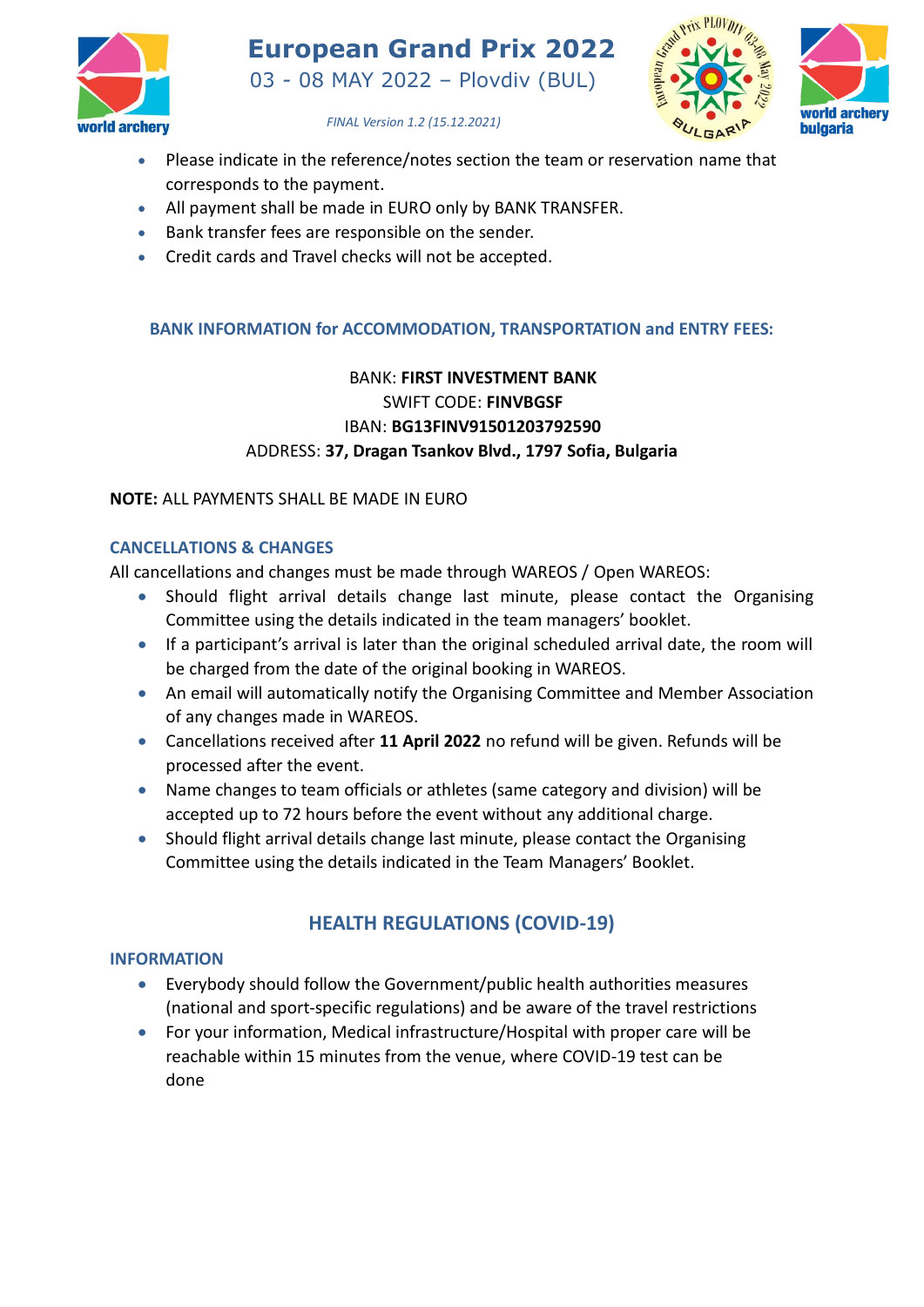- Please indicate in the reference/notes section the team or reservation name that corresponds to the payment.
- All payment shall be made in EURO only by BANK TRANSFER.
- Bank transfer fees are responsible on the sender.
- Credit cards and Travel checks will not be accepted.

**BANK INFORMATION for ACCOMMODATION, TRANSPORTATION and ENTRY FEES:**

BANK: **FIRST INVESTMENT BANK**
SWIFT CODE: **FINVBGSF**
IBAN: **BG13FINV91501203792590**
ADDRESS: **37, Dragan Tsankov Blvd., 1797 Sofia, Bulgaria**

**NOTE:** ALL PAYMENTS SHALL BE MADE IN EURO

### CANCELLATIONS & CHANGES

All cancellations and changes must be made through WAREOS / Open WAREOS:

- Should flight arrival details change last minute, please contact the Organising Committee using the details indicated in the team managers' booklet.
- If a participant's arrival is later than the original scheduled arrival date, the room will be charged from the date of the original booking in WAREOS.
- An email will automatically notify the Organising Committee and Member Association of any changes made in WAREOS.
- Cancellations received after **11 April 2022** no refund will be given. Refunds will be processed after the event.
- Name changes to team officials or athletes (same category and division) will be accepted up to 72 hours before the event without any additional charge.
- Should flight arrival details change last minute, please contact the Organising Committee using the details indicated in the Team Managers' Booklet.

## HEALTH REGULATIONS (COVID-19)

### INFORMATION

- Everybody should follow the Government/public health authorities measures (national and sport-specific regulations) and be aware of the travel restrictions
- For your information, Medical infrastructure/Hospital with proper care will be reachable within 15 minutes from the venue, where COVID-19 test can be done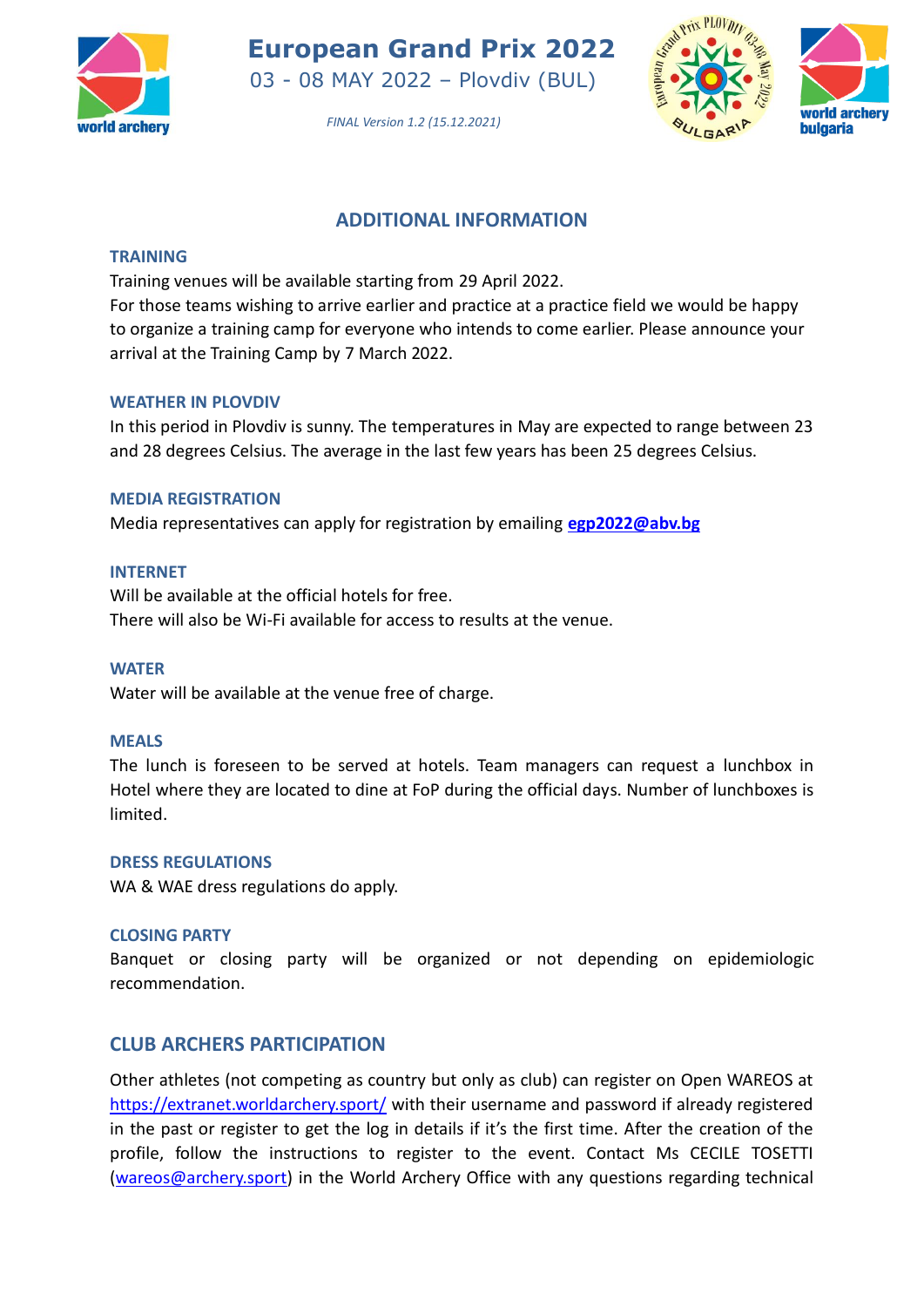## ADDITIONAL INFORMATION

### TRAINING

Training venues will be available starting from 29 April 2022.
For those teams wishing to arrive earlier and practice at a practice field we would be happy to organize a training camp for everyone who intends to come earlier. Please announce your arrival at the Training Camp by 7 March 2022.

### WEATHER IN PLOVDIV

In this period in Plovdiv is sunny. The temperatures in May are expected to range between 23 and 28 degrees Celsius. The average in the last few years has been 25 degrees Celsius.

### MEDIA REGISTRATION

Media representatives can apply for registration by emailing **egp2022@abv.bg**

### INTERNET

Will be available at the official hotels for free.
There will also be Wi-Fi available for access to results at the venue.

### WATER

Water will be available at the venue free of charge.

### MEALS

The lunch is foreseen to be served at hotels. Team managers can request a lunchbox in Hotel where they are located to dine at FoP during the official days. Number of lunchboxes is limited.

### DRESS REGULATIONS

WA & WAE dress regulations do apply.

### CLOSING PARTY

Banquet or closing party will be organized or not depending on epidemiologic recommendation.

## CLUB ARCHERS PARTICIPATION

Other athletes (not competing as country but only as club) can register on Open WAREOS at https://extranet.worldarchery.sport/ with their username and password if already registered in the past or register to get the log in details if it's the first time. After the creation of the profile, follow the instructions to register to the event. Contact Ms CECILE TOSETTI (wareos@archery.sport) in the World Archery Office with any questions regarding technical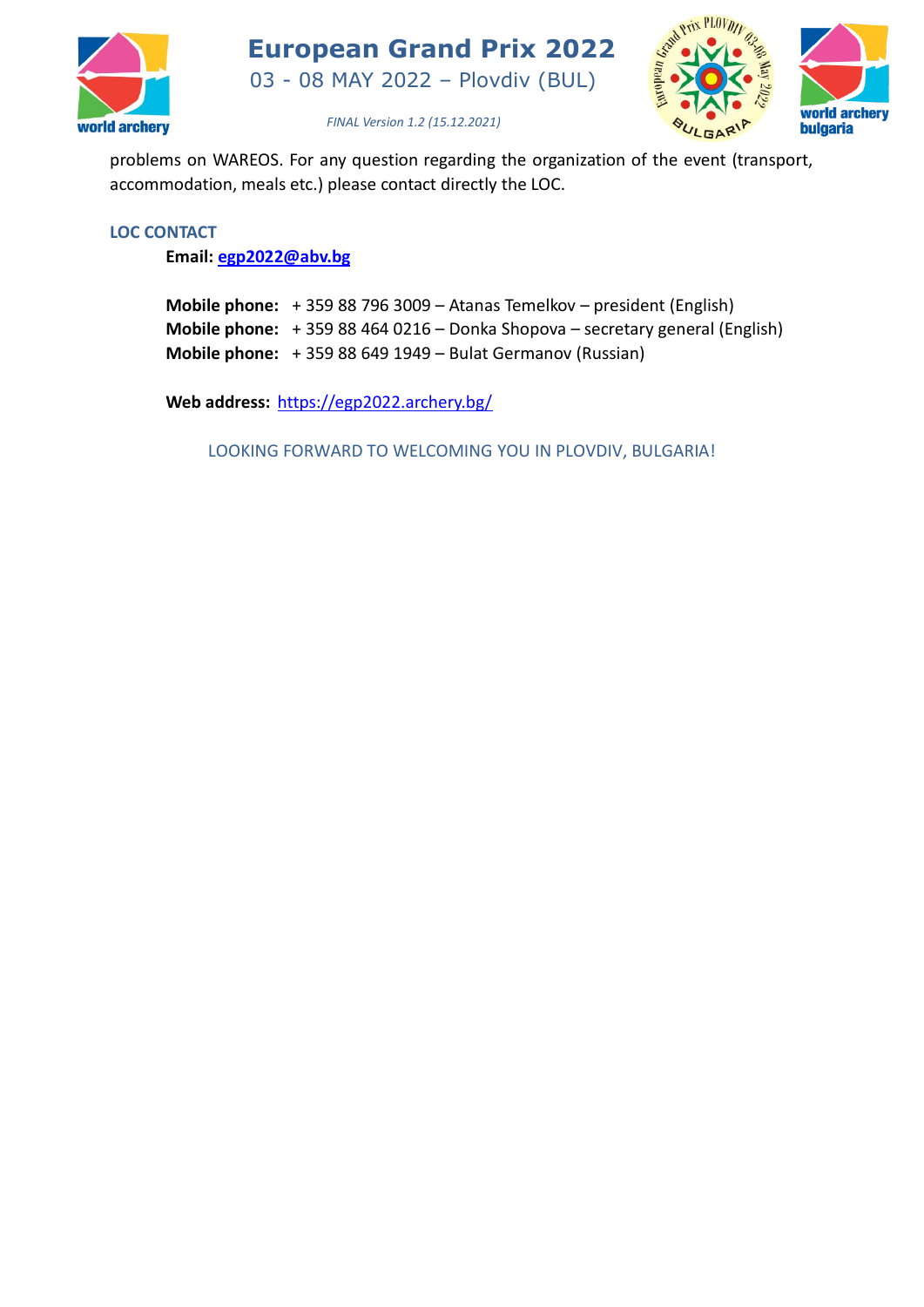problems on WAREOS. For any question regarding the organization of the event (transport, accommodation, meals etc.) please contact directly the LOC.

### LOC CONTACT

**Email:** egp2022@abv.bg

**Mobile phone:** + 359 88 796 3009 – Atanas Temelkov – president (English)
**Mobile phone:** + 359 88 464 0216 – Donka Shopova – secretary general (English)
**Mobile phone:** + 359 88 649 1949 – Bulat Germanov (Russian)

**Web address:** https://egp2022.archery.bg/

LOOKING FORWARD TO WELCOMING YOU IN PLOVDIV, BULGARIA!